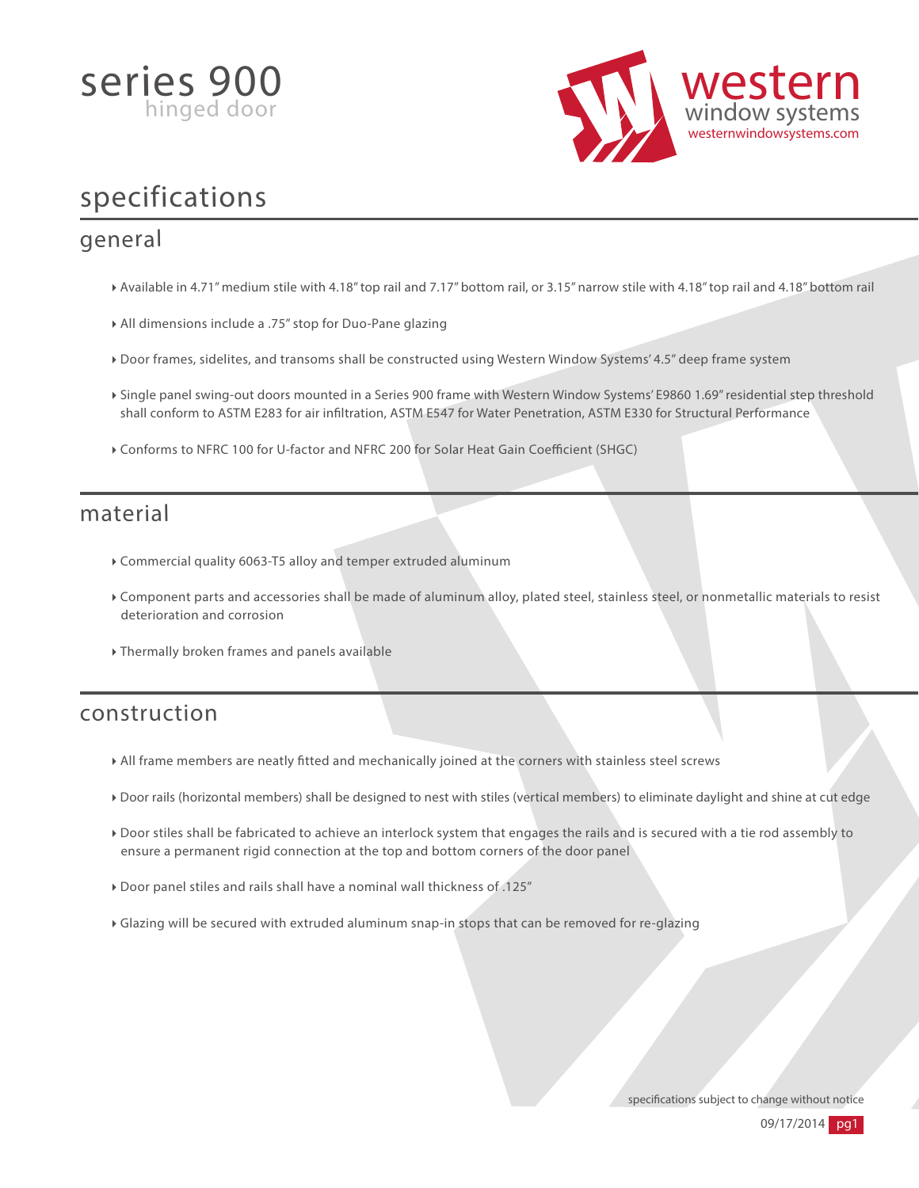# series 900

hinged door

western window systems
westernwindowsystems.com

# specifications

## general

- Available in 4.71" medium stile with 4.18" top rail and 7.17" bottom rail, or 3.15" narrow stile with 4.18" top rail and 4.18" bottom rail
- All dimensions include a .75" stop for Duo-Pane glazing
- Door frames, sidelites, and transoms shall be constructed using Western Window Systems' 4.5" deep frame system
- Single panel swing-out doors mounted in a Series 900 frame with Western Window Systems' E9860 1.69" residential step threshold shall conform to ASTM E283 for air infiltration, ASTM E547 for Water Penetration, ASTM E330 for Structural Performance
- Conforms to NFRC 100 for U-factor and NFRC 200 for Solar Heat Gain Coefficient (SHGC)

## material

- Commercial quality 6063-T5 alloy and temper extruded aluminum
- Component parts and accessories shall be made of aluminum alloy, plated steel, stainless steel, or nonmetallic materials to resist deterioration and corrosion
- Thermally broken frames and panels available

## construction

- All frame members are neatly fitted and mechanically joined at the corners with stainless steel screws
- Door rails (horizontal members) shall be designed to nest with stiles (vertical members) to eliminate daylight and shine at cut edge
- Door stiles shall be fabricated to achieve an interlock system that engages the rails and is secured with a tie rod assembly to ensure a permanent rigid connection at the top and bottom corners of the door panel
- Door panel stiles and rails shall have a nominal wall thickness of .125"
- Glazing will be secured with extruded aluminum snap-in stops that can be removed for re-glazing

specifications subject to change without notice

09/17/2014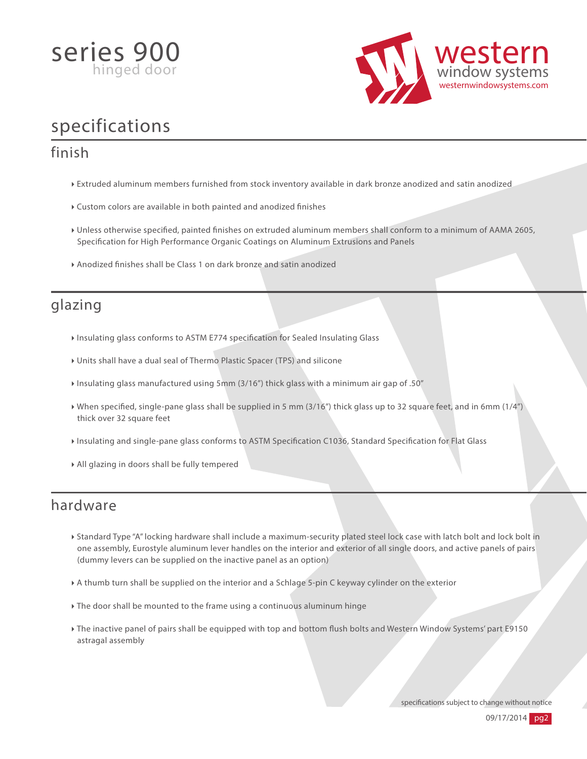# series 900
## hinged door

western window systems
westernwindowsystems.com

# specifications

## finish

- Extruded aluminum members furnished from stock inventory available in dark bronze anodized and satin anodized
- Custom colors are available in both painted and anodized finishes
- Unless otherwise specified, painted finishes on extruded aluminum members shall conform to a minimum of AAMA 2605, Specification for High Performance Organic Coatings on Aluminum Extrusions and Panels
- Anodized finishes shall be Class 1 on dark bronze and satin anodized

## glazing

- Insulating glass conforms to ASTM E774 specification for Sealed Insulating Glass
- Units shall have a dual seal of Thermo Plastic Spacer (TPS) and silicone
- Insulating glass manufactured using 5mm (3/16") thick glass with a minimum air gap of .50"
- When specified, single-pane glass shall be supplied in 5 mm (3/16") thick glass up to 32 square feet, and in 6mm (1/4") thick over 32 square feet
- Insulating and single-pane glass conforms to ASTM Specification C1036, Standard Specification for Flat Glass
- All glazing in doors shall be fully tempered

## hardware

- Standard Type "A" locking hardware shall include a maximum-security plated steel lock case with latch bolt and lock bolt in one assembly, Eurostyle aluminum lever handles on the interior and exterior of all single doors, and active panels of pairs (dummy levers can be supplied on the inactive panel as an option)
- A thumb turn shall be supplied on the interior and a Schlage 5-pin C keyway cylinder on the exterior
- The door shall be mounted to the frame using a continuous aluminum hinge
- The inactive panel of pairs shall be equipped with top and bottom flush bolts and Western Window Systems' part E9150 astragal assembly

specifications subject to change without notice

09/17/2014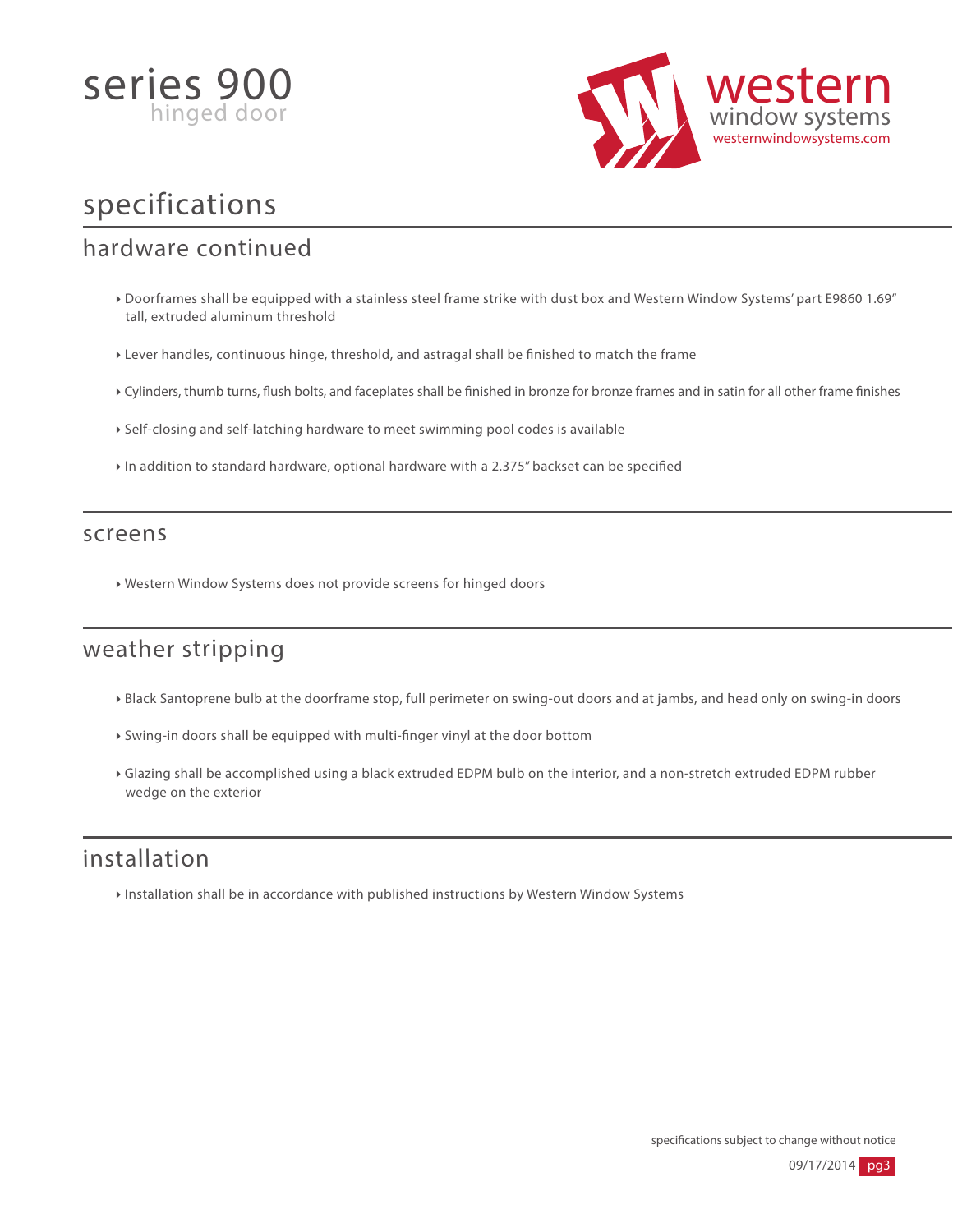# series 900
hinged door

western
window systems
westernwindowsystems.com

## specifications

### hardware continued

- Doorframes shall be equipped with a stainless steel frame strike with dust box and Western Window Systems' part E9860 1.69" tall, extruded aluminum threshold
- Lever handles, continuous hinge, threshold, and astragal shall be finished to match the frame
- Cylinders, thumb turns, flush bolts, and faceplates shall be finished in bronze for bronze frames and in satin for all other frame finishes
- Self-closing and self-latching hardware to meet swimming pool codes is available
- In addition to standard hardware, optional hardware with a 2.375" backset can be specified

### screens

- Western Window Systems does not provide screens for hinged doors

### weather stripping

- Black Santoprene bulb at the doorframe stop, full perimeter on swing-out doors and at jambs, and head only on swing-in doors
- Swing-in doors shall be equipped with multi-finger vinyl at the door bottom
- Glazing shall be accomplished using a black extruded EDPM bulb on the interior, and a non-stretch extruded EDPM rubber wedge on the exterior

### installation

- Installation shall be in accordance with published instructions by Western Window Systems

specifications subject to change without notice

09/17/2014